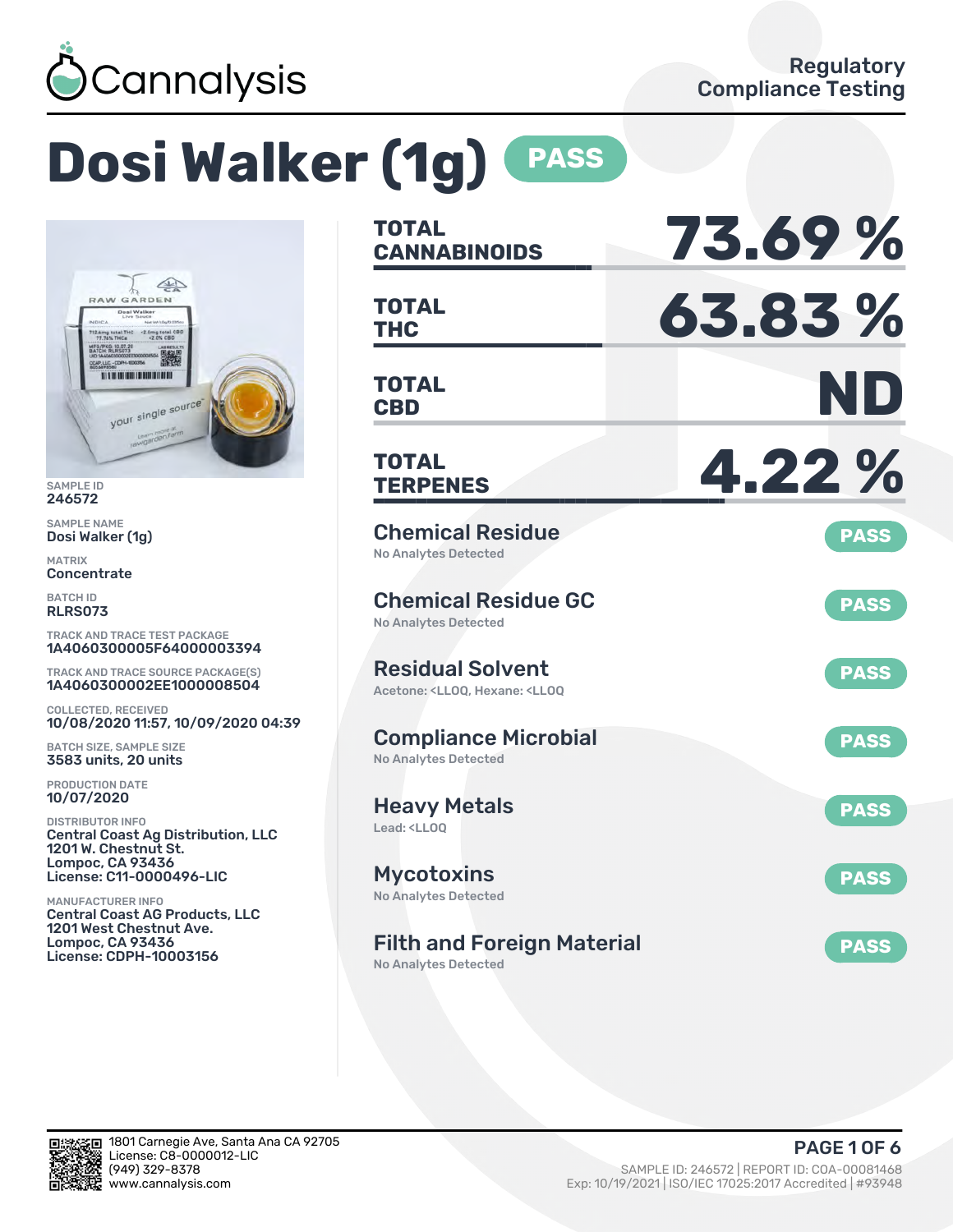Cannalysis

Regulatory Compliance Testing

# Dosi Walker (1g) PASS

SAMPLE ID
246572

SAMPLE NAME
Dosi Walker (1g)

MATRIX
Concentrate

BATCH ID
RLRS073

TRACK AND TRACE TEST PACKAGE
1A4060300005F64000003394

TRACK AND TRACE SOURCE PACKAGE(S)
1A4060300002EE1000008504

COLLECTED, RECEIVED
10/08/2020 11:57, 10/09/2020 04:39

BATCH SIZE, SAMPLE SIZE
3583 units, 20 units

PRODUCTION DATE
10/07/2020

DISTRIBUTOR INFO
Central Coast Ag Distribution, LLC
1201 W. Chestnut St.
Lompoc, CA 93436
License: C11-0000496-LIC

MANUFACTURER INFO
Central Coast AG Products, LLC
1201 West Chestnut Ave.
Lompoc, CA 93436
License: CDPH-10003156

| | |
|---|---|
| **TOTAL CANNABINOIDS** | **73.69 %** |
| **TOTAL THC** | **63.83 %** |
| **TOTAL CBD** | **ND** |
| **TOTAL TERPENES** | **4.22 %** |

## Chemical Residue — PASS
No Analytes Detected

## Chemical Residue GC — PASS
No Analytes Detected

## Residual Solvent — PASS
Acetone: <LLOQ, Hexane: <LLOQ

## Compliance Microbial — PASS
No Analytes Detected

## Heavy Metals — PASS
Lead: <LLOQ

## Mycotoxins — PASS
No Analytes Detected

## Filth and Foreign Material — PASS
No Analytes Detected

1801 Carnegie Ave, Santa Ana CA 92705
License: C8-0000012-LIC
(949) 329-8378
www.cannalysis.com

SAMPLE ID: 246572 | REPORT ID: COA-00081468
Exp: 10/19/2021 | ISO/IEC 17025:2017 Accredited | #93948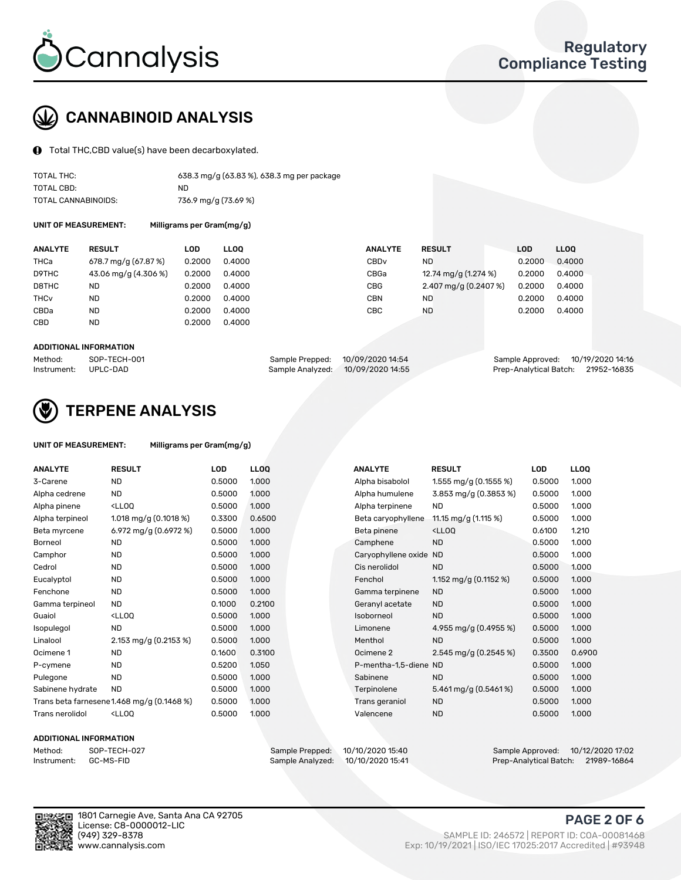# CANNABINOID ANALYSIS

Total THC,CBD value(s) have been decarboxylated.

| | |
|---|---|
| TOTAL THC: | 638.3 mg/g (63.83 %), 638.3 mg per package |
| TOTAL CBD: | ND |
| TOTAL CANNABINOIDS: | 736.9 mg/g (73.69 %) |

**UNIT OF MEASUREMENT:** Milligrams per Gram(mg/g)

| ANALYTE | RESULT | LOD | LLOQ | ANALYTE | RESULT | LOD | LLOQ |
|---|---|---|---|---|---|---|---|
| THCa | 678.7 mg/g (67.87 %) | 0.2000 | 0.4000 | CBDv | ND | 0.2000 | 0.4000 |
| D9THC | 43.06 mg/g (4.306 %) | 0.2000 | 0.4000 | CBGa | 12.74 mg/g (1.274 %) | 0.2000 | 0.4000 |
| D8THC | ND | 0.2000 | 0.4000 | CBG | 2.407 mg/g (0.2407 %) | 0.2000 | 0.4000 |
| THCv | ND | 0.2000 | 0.4000 | CBN | ND | 0.2000 | 0.4000 |
| CBDa | ND | 0.2000 | 0.4000 | CBC | ND | 0.2000 | 0.4000 |
| CBD | ND | 0.2000 | 0.4000 | | | | |

**ADDITIONAL INFORMATION**

| | | | | | |
|---|---|---|---|---|---|
| Method: | SOP-TECH-001 | Sample Prepped: | 10/09/2020 14:54 | Sample Approved: | 10/19/2020 14:16 |
| Instrument: | UPLC-DAD | Sample Analyzed: | 10/09/2020 14:55 | Prep-Analytical Batch: | 21952-16835 |

# TERPENE ANALYSIS

**UNIT OF MEASUREMENT:** Milligrams per Gram(mg/g)

| ANALYTE | RESULT | LOD | LLOQ | ANALYTE | RESULT | LOD | LLOQ |
|---|---|---|---|---|---|---|---|
| 3-Carene | ND | 0.5000 | 1.000 | Alpha bisabolol | 1.555 mg/g (0.1555 %) | 0.5000 | 1.000 |
| Alpha cedrene | ND | 0.5000 | 1.000 | Alpha humulene | 3.853 mg/g (0.3853 %) | 0.5000 | 1.000 |
| Alpha pinene | <LLOQ | 0.5000 | 1.000 | Alpha terpinene | ND | 0.5000 | 1.000 |
| Alpha terpineol | 1.018 mg/g (0.1018 %) | 0.3300 | 0.6500 | Beta caryophyllene | 11.15 mg/g (1.115 %) | 0.5000 | 1.000 |
| Beta myrcene | 6.972 mg/g (0.6972 %) | 0.5000 | 1.000 | Beta pinene | <LLOQ | 0.6100 | 1.210 |
| Borneol | ND | 0.5000 | 1.000 | Camphene | ND | 0.5000 | 1.000 |
| Camphor | ND | 0.5000 | 1.000 | Caryophyllene oxide | ND | 0.5000 | 1.000 |
| Cedrol | ND | 0.5000 | 1.000 | Cis nerolidol | ND | 0.5000 | 1.000 |
| Eucalyptol | ND | 0.5000 | 1.000 | Fenchol | 1.152 mg/g (0.1152 %) | 0.5000 | 1.000 |
| Fenchone | ND | 0.5000 | 1.000 | Gamma terpinene | ND | 0.5000 | 1.000 |
| Gamma terpineol | ND | 0.1000 | 0.2100 | Geranyl acetate | ND | 0.5000 | 1.000 |
| Guaiol | <LLOQ | 0.5000 | 1.000 | Isoborneol | ND | 0.5000 | 1.000 |
| Isopulegol | ND | 0.5000 | 1.000 | Limonene | 4.955 mg/g (0.4955 %) | 0.5000 | 1.000 |
| Linalool | 2.153 mg/g (0.2153 %) | 0.5000 | 1.000 | Menthol | ND | 0.5000 | 1.000 |
| Ocimene 1 | ND | 0.1600 | 0.3100 | Ocimene 2 | 2.545 mg/g (0.2545 %) | 0.3500 | 0.6900 |
| P-cymene | ND | 0.5200 | 1.050 | P-mentha-1,5-diene | ND | 0.5000 | 1.000 |
| Pulegone | ND | 0.5000 | 1.000 | Sabinene | ND | 0.5000 | 1.000 |
| Sabinene hydrate | ND | 0.5000 | 1.000 | Terpinolene | 5.461 mg/g (0.5461 %) | 0.5000 | 1.000 |
| Trans beta farnesene | 1.468 mg/g (0.1468 %) | 0.5000 | 1.000 | Trans geraniol | ND | 0.5000 | 1.000 |
| Trans nerolidol | <LLOQ | 0.5000 | 1.000 | Valencene | ND | 0.5000 | 1.000 |

**ADDITIONAL INFORMATION**

| | | | | | |
|---|---|---|---|---|---|
| Method: | SOP-TECH-027 | Sample Prepped: | 10/10/2020 15:40 | Sample Approved: | 10/12/2020 17:02 |
| Instrument: | GC-MS-FID | Sample Analyzed: | 10/10/2020 15:41 | Prep-Analytical Batch: | 21989-16864 |

1801 Carnegie Ave, Santa Ana CA 92705
License: C8-0000012-LIC
(949) 329-8378
www.cannalysis.com

SAMPLE ID: 246572 | REPORT ID: COA-00081468
Exp: 10/19/2021 | ISO/IEC 17025:2017 Accredited | #93948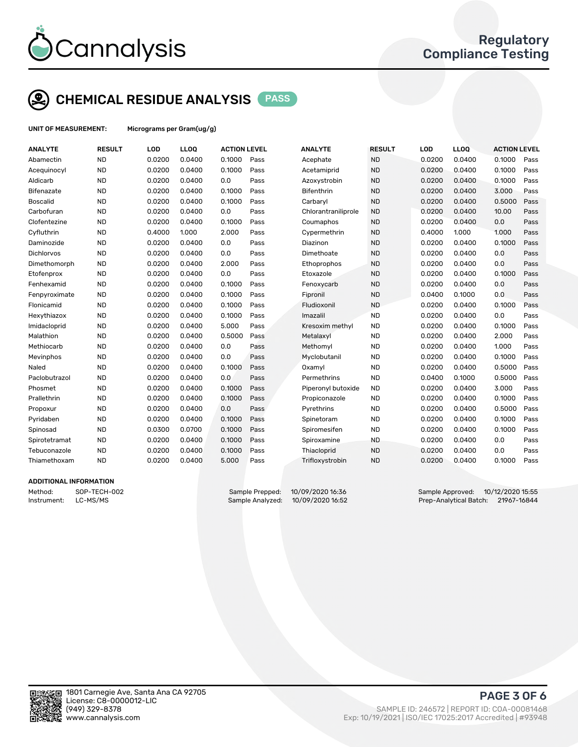# Cannalysis

Regulatory Compliance Testing

## CHEMICAL RESIDUE ANALYSIS PASS

**UNIT OF MEASUREMENT:** Micrograms per Gram(ug/g)

| ANALYTE | RESULT | LOD | LLOQ | ACTION LEVEL | | ANALYTE | RESULT | LOD | LLOQ | ACTION LEVEL | |
|---|---|---|---|---|---|---|---|---|---|---|---|
| Abamectin | ND | 0.0200 | 0.0400 | 0.1000 | Pass | Acephate | ND | 0.0200 | 0.0400 | 0.1000 | Pass |
| Acequinocyl | ND | 0.0200 | 0.0400 | 0.1000 | Pass | Acetamiprid | ND | 0.0200 | 0.0400 | 0.1000 | Pass |
| Aldicarb | ND | 0.0200 | 0.0400 | 0.0 | Pass | Azoxystrobin | ND | 0.0200 | 0.0400 | 0.1000 | Pass |
| Bifenazate | ND | 0.0200 | 0.0400 | 0.1000 | Pass | Bifenthrin | ND | 0.0200 | 0.0400 | 3.000 | Pass |
| Boscalid | ND | 0.0200 | 0.0400 | 0.1000 | Pass | Carbaryl | ND | 0.0200 | 0.0400 | 0.5000 | Pass |
| Carbofuran | ND | 0.0200 | 0.0400 | 0.0 | Pass | Chlorantraniliprole | ND | 0.0200 | 0.0400 | 10.00 | Pass |
| Clofentezine | ND | 0.0200 | 0.0400 | 0.1000 | Pass | Coumaphos | ND | 0.0200 | 0.0400 | 0.0 | Pass |
| Cyfluthrin | ND | 0.4000 | 1.000 | 2.000 | Pass | Cypermethrin | ND | 0.4000 | 1.000 | 1.000 | Pass |
| Daminozide | ND | 0.0200 | 0.0400 | 0.0 | Pass | Diazinon | ND | 0.0200 | 0.0400 | 0.1000 | Pass |
| Dichlorvos | ND | 0.0200 | 0.0400 | 0.0 | Pass | Dimethoate | ND | 0.0200 | 0.0400 | 0.0 | Pass |
| Dimethomorph | ND | 0.0200 | 0.0400 | 2.000 | Pass | Ethoprophos | ND | 0.0200 | 0.0400 | 0.0 | Pass |
| Etofenprox | ND | 0.0200 | 0.0400 | 0.0 | Pass | Etoxazole | ND | 0.0200 | 0.0400 | 0.1000 | Pass |
| Fenhexamid | ND | 0.0200 | 0.0400 | 0.1000 | Pass | Fenoxycarb | ND | 0.0200 | 0.0400 | 0.0 | Pass |
| Fenpyroximate | ND | 0.0200 | 0.0400 | 0.1000 | Pass | Fipronil | ND | 0.0400 | 0.1000 | 0.0 | Pass |
| Flonicamid | ND | 0.0200 | 0.0400 | 0.1000 | Pass | Fludioxonil | ND | 0.0200 | 0.0400 | 0.1000 | Pass |
| Hexythiazox | ND | 0.0200 | 0.0400 | 0.1000 | Pass | Imazalil | ND | 0.0200 | 0.0400 | 0.0 | Pass |
| Imidacloprid | ND | 0.0200 | 0.0400 | 5.000 | Pass | Kresoxim methyl | ND | 0.0200 | 0.0400 | 0.1000 | Pass |
| Malathion | ND | 0.0200 | 0.0400 | 0.5000 | Pass | Metalaxyl | ND | 0.0200 | 0.0400 | 2.000 | Pass |
| Methiocarb | ND | 0.0200 | 0.0400 | 0.0 | Pass | Methomyl | ND | 0.0200 | 0.0400 | 1.000 | Pass |
| Mevinphos | ND | 0.0200 | 0.0400 | 0.0 | Pass | Myclobutanil | ND | 0.0200 | 0.0400 | 0.1000 | Pass |
| Naled | ND | 0.0200 | 0.0400 | 0.1000 | Pass | Oxamyl | ND | 0.0200 | 0.0400 | 0.5000 | Pass |
| Paclobutrazol | ND | 0.0200 | 0.0400 | 0.0 | Pass | Permethrins | ND | 0.0400 | 0.1000 | 0.5000 | Pass |
| Phosmet | ND | 0.0200 | 0.0400 | 0.1000 | Pass | Piperonyl butoxide | ND | 0.0200 | 0.0400 | 3.000 | Pass |
| Prallethrin | ND | 0.0200 | 0.0400 | 0.1000 | Pass | Propiconazole | ND | 0.0200 | 0.0400 | 0.1000 | Pass |
| Propoxur | ND | 0.0200 | 0.0400 | 0.0 | Pass | Pyrethrins | ND | 0.0200 | 0.0400 | 0.5000 | Pass |
| Pyridaben | ND | 0.0200 | 0.0400 | 0.1000 | Pass | Spinetoram | ND | 0.0200 | 0.0400 | 0.1000 | Pass |
| Spinosad | ND | 0.0300 | 0.0700 | 0.1000 | Pass | Spiromesifen | ND | 0.0200 | 0.0400 | 0.1000 | Pass |
| Spirotetramat | ND | 0.0200 | 0.0400 | 0.1000 | Pass | Spiroxamine | ND | 0.0200 | 0.0400 | 0.0 | Pass |
| Tebuconazole | ND | 0.0200 | 0.0400 | 0.1000 | Pass | Thiacloprid | ND | 0.0200 | 0.0400 | 0.0 | Pass |
| Thiamethoxam | ND | 0.0200 | 0.0400 | 5.000 | Pass | Trifloxystrobin | ND | 0.0200 | 0.0400 | 0.1000 | Pass |

### ADDITIONAL INFORMATION

Method: SOP-TECH-002
Instrument: LC-MS/MS

Sample Prepped: 10/09/2020 16:36
Sample Analyzed: 10/09/2020 16:52

Sample Approved: 10/12/2020 15:55
Prep-Analytical Batch: 21967-16844

1801 Carnegie Ave, Santa Ana CA 92705
License: C8-0000012-LIC
(949) 329-8378
www.cannalysis.com

SAMPLE ID: 246572 | REPORT ID: COA-00081468
Exp: 10/19/2021 | ISO/IEC 17025:2017 Accredited | #93948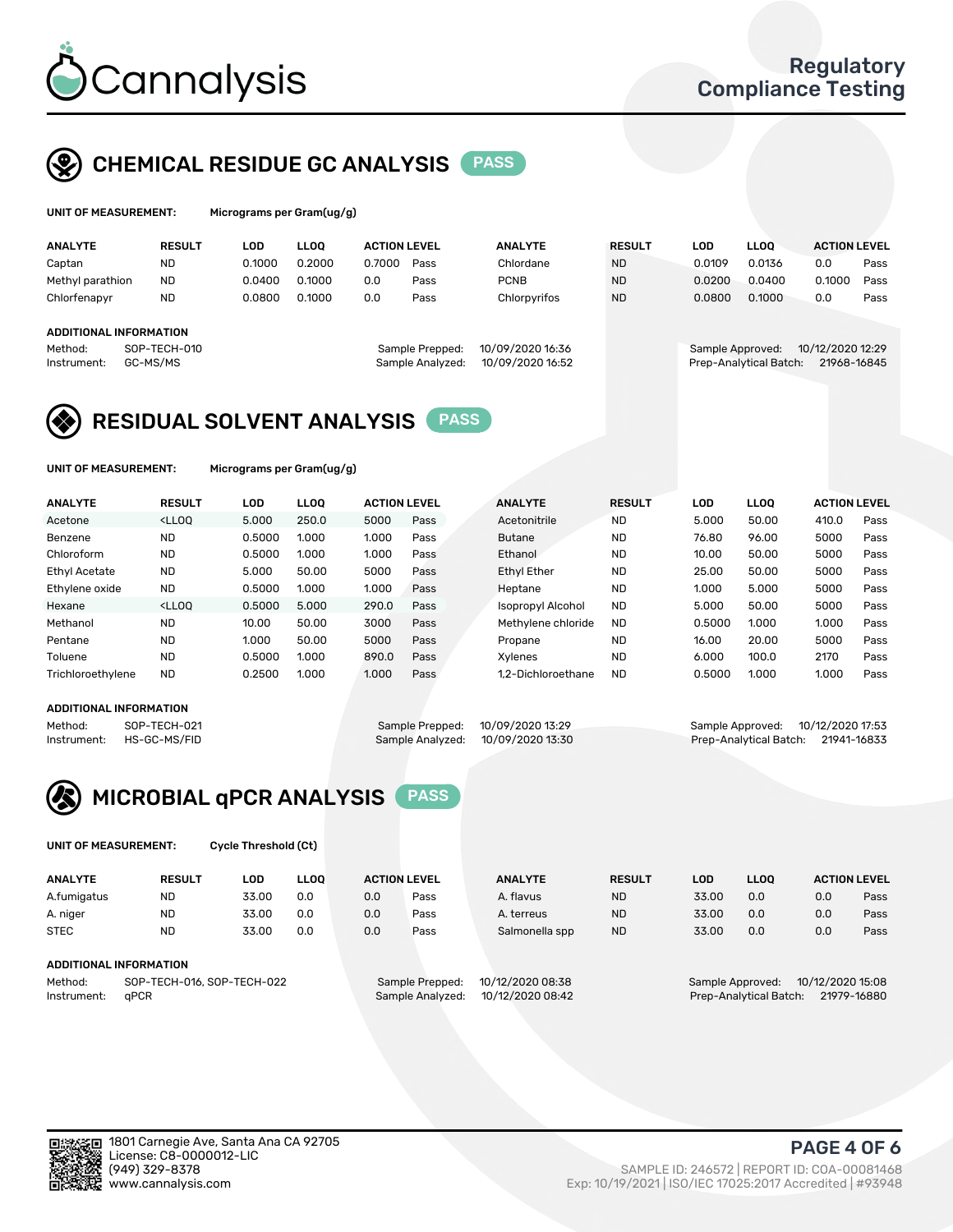# Cannalysis

Regulatory Compliance Testing

## CHEMICAL RESIDUE GC ANALYSIS PASS

**UNIT OF MEASUREMENT:** Micrograms per Gram(ug/g)

| ANALYTE | RESULT | LOD | LLOQ | ACTION LEVEL | | ANALYTE | RESULT | LOD | LLOQ | ACTION LEVEL | |
|---|---|---|---|---|---|---|---|---|---|---|---|
| Captan | ND | 0.1000 | 0.2000 | 0.7000 | Pass | Chlordane | ND | 0.0109 | 0.0136 | 0.0 | Pass |
| Methyl parathion | ND | 0.0400 | 0.1000 | 0.0 | Pass | PCNB | ND | 0.0200 | 0.0400 | 0.1000 | Pass |
| Chlorfenapyr | ND | 0.0800 | 0.1000 | 0.0 | Pass | Chlorpyrifos | ND | 0.0800 | 0.1000 | 0.0 | Pass |

**ADDITIONAL INFORMATION**

Method: SOP-TECH-010
Instrument: GC-MS/MS
Sample Prepped: 10/09/2020 16:36
Sample Analyzed: 10/09/2020 16:52
Sample Approved: 10/12/2020 12:29
Prep-Analytical Batch: 21968-16845

## RESIDUAL SOLVENT ANALYSIS PASS

**UNIT OF MEASUREMENT:** Micrograms per Gram(ug/g)

| ANALYTE | RESULT | LOD | LLOQ | ACTION LEVEL | | ANALYTE | RESULT | LOD | LLOQ | ACTION LEVEL | |
|---|---|---|---|---|---|---|---|---|---|---|---|
| Acetone | <LLOQ | 5.000 | 250.0 | 5000 | Pass | Acetonitrile | ND | 5.000 | 50.00 | 410.0 | Pass |
| Benzene | ND | 0.5000 | 1.000 | 1.000 | Pass | Butane | ND | 76.80 | 96.00 | 5000 | Pass |
| Chloroform | ND | 0.5000 | 1.000 | 1.000 | Pass | Ethanol | ND | 10.00 | 50.00 | 5000 | Pass |
| Ethyl Acetate | ND | 5.000 | 50.00 | 5000 | Pass | Ethyl Ether | ND | 25.00 | 50.00 | 5000 | Pass |
| Ethylene oxide | ND | 0.5000 | 1.000 | 1.000 | Pass | Heptane | ND | 1.000 | 5.000 | 5000 | Pass |
| Hexane | <LLOQ | 0.5000 | 5.000 | 290.0 | Pass | Isopropyl Alcohol | ND | 5.000 | 50.00 | 5000 | Pass |
| Methanol | ND | 10.00 | 50.00 | 3000 | Pass | Methylene chloride | ND | 0.5000 | 1.000 | 1.000 | Pass |
| Pentane | ND | 1.000 | 50.00 | 5000 | Pass | Propane | ND | 16.00 | 20.00 | 5000 | Pass |
| Toluene | ND | 0.5000 | 1.000 | 890.0 | Pass | Xylenes | ND | 6.000 | 100.0 | 2170 | Pass |
| Trichloroethylene | ND | 0.2500 | 1.000 | 1.000 | Pass | 1,2-Dichloroethane | ND | 0.5000 | 1.000 | 1.000 | Pass |

**ADDITIONAL INFORMATION**

Method: SOP-TECH-021
Instrument: HS-GC-MS/FID
Sample Prepped: 10/09/2020 13:29
Sample Analyzed: 10/09/2020 13:30
Sample Approved: 10/12/2020 17:53
Prep-Analytical Batch: 21941-16833

## MICROBIAL qPCR ANALYSIS PASS

**UNIT OF MEASUREMENT:** Cycle Threshold (Ct)

| ANALYTE | RESULT | LOD | LLOQ | ACTION LEVEL | | ANALYTE | RESULT | LOD | LLOQ | ACTION LEVEL | |
|---|---|---|---|---|---|---|---|---|---|---|---|
| A.fumigatus | ND | 33.00 | 0.0 | 0.0 | Pass | A. flavus | ND | 33.00 | 0.0 | 0.0 | Pass |
| A. niger | ND | 33.00 | 0.0 | 0.0 | Pass | A. terreus | ND | 33.00 | 0.0 | 0.0 | Pass |
| STEC | ND | 33.00 | 0.0 | 0.0 | Pass | Salmonella spp | ND | 33.00 | 0.0 | 0.0 | Pass |

**ADDITIONAL INFORMATION**

Method: SOP-TECH-016, SOP-TECH-022
Instrument: qPCR
Sample Prepped: 10/12/2020 08:38
Sample Analyzed: 10/12/2020 08:42
Sample Approved: 10/12/2020 15:08
Prep-Analytical Batch: 21979-16880

1801 Carnegie Ave, Santa Ana CA 92705
License: C8-0000012-LIC
(949) 329-8378
www.cannalysis.com

SAMPLE ID: 246572 | REPORT ID: COA-00081468
Exp: 10/19/2021 | ISO/IEC 17025:2017 Accredited | #93948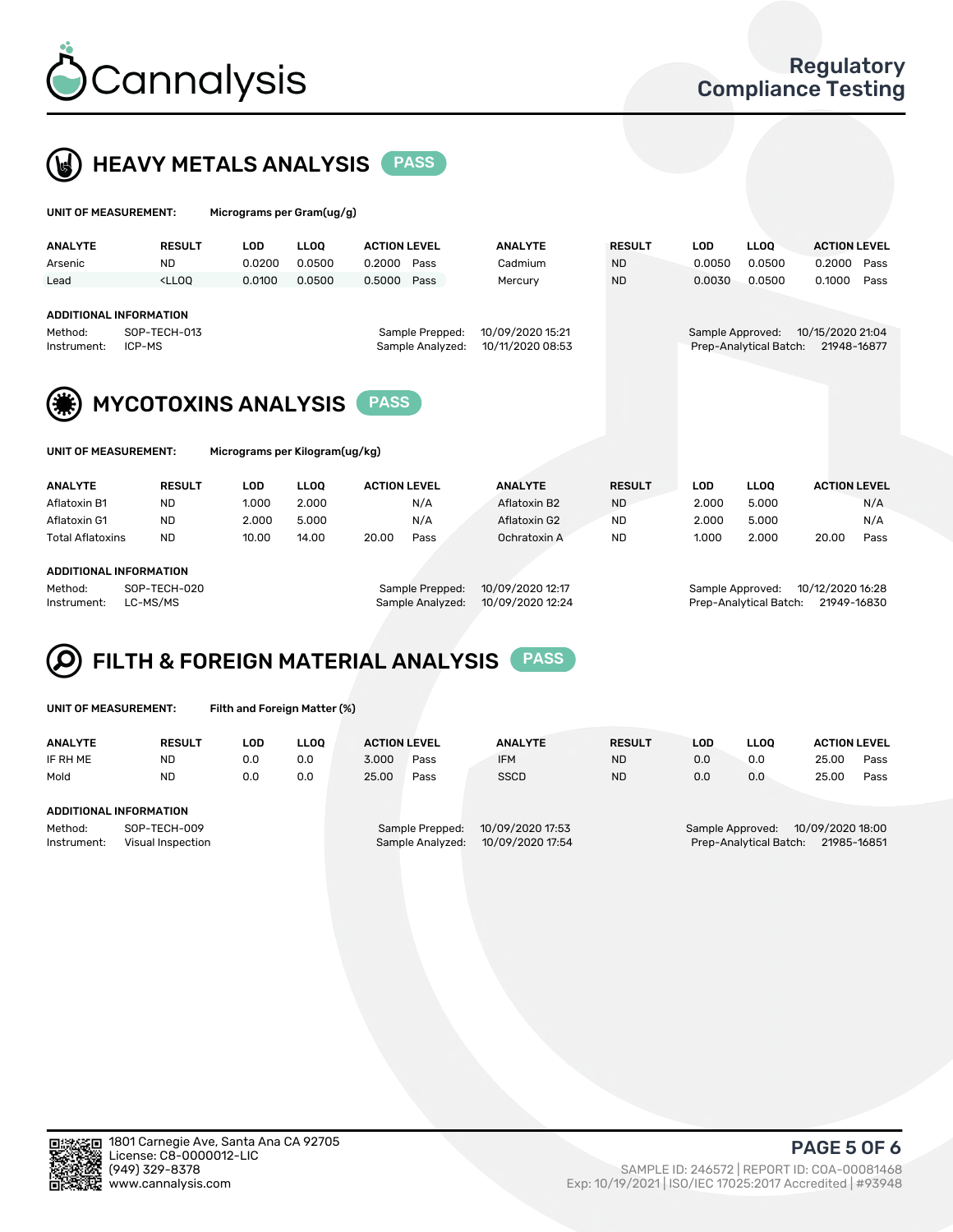# Cannalysis

Regulatory Compliance Testing

## HEAVY METALS ANALYSIS PASS

**UNIT OF MEASUREMENT:** Micrograms per Gram(ug/g)

| ANALYTE | RESULT | LOD | LLOQ | ACTION LEVEL | | ANALYTE | RESULT | LOD | LLOQ | ACTION LEVEL | |
|---|---|---|---|---|---|---|---|---|---|---|---|
| Arsenic | ND | 0.0200 | 0.0500 | 0.2000 | Pass | Cadmium | ND | 0.0050 | 0.0500 | 0.2000 | Pass |
| Lead | <LLOQ | 0.0100 | 0.0500 | 0.5000 | Pass | Mercury | ND | 0.0030 | 0.0500 | 0.1000 | Pass |

**ADDITIONAL INFORMATION**

Method: SOP-TECH-013
Instrument: ICP-MS
Sample Prepped: 10/09/2020 15:21
Sample Analyzed: 10/11/2020 08:53
Sample Approved: 10/15/2020 21:04
Prep-Analytical Batch: 21948-16877

## MYCOTOXINS ANALYSIS PASS

**UNIT OF MEASUREMENT:** Micrograms per Kilogram(ug/kg)

| ANALYTE | RESULT | LOD | LLOQ | ACTION LEVEL | | ANALYTE | RESULT | LOD | LLOQ | ACTION LEVEL | |
|---|---|---|---|---|---|---|---|---|---|---|---|
| Aflatoxin B1 | ND | 1.000 | 2.000 | | N/A | Aflatoxin B2 | ND | 2.000 | 5.000 | | N/A |
| Aflatoxin G1 | ND | 2.000 | 5.000 | | N/A | Aflatoxin G2 | ND | 2.000 | 5.000 | | N/A |
| Total Aflatoxins | ND | 10.00 | 14.00 | 20.00 | Pass | Ochratoxin A | ND | 1.000 | 2.000 | 20.00 | Pass |

**ADDITIONAL INFORMATION**

Method: SOP-TECH-020
Instrument: LC-MS/MS
Sample Prepped: 10/09/2020 12:17
Sample Analyzed: 10/09/2020 12:24
Sample Approved: 10/12/2020 16:28
Prep-Analytical Batch: 21949-16830

## FILTH & FOREIGN MATERIAL ANALYSIS PASS

**UNIT OF MEASUREMENT:** Filth and Foreign Matter (%)

| ANALYTE | RESULT | LOD | LLOQ | ACTION LEVEL | | ANALYTE | RESULT | LOD | LLOQ | ACTION LEVEL | |
|---|---|---|---|---|---|---|---|---|---|---|---|
| IF RH ME | ND | 0.0 | 0.0 | 3.000 | Pass | IFM | ND | 0.0 | 0.0 | 25.00 | Pass |
| Mold | ND | 0.0 | 0.0 | 25.00 | Pass | SSCD | ND | 0.0 | 0.0 | 25.00 | Pass |

**ADDITIONAL INFORMATION**

Method: SOP-TECH-009
Instrument: Visual Inspection
Sample Prepped: 10/09/2020 17:53
Sample Analyzed: 10/09/2020 17:54
Sample Approved: 10/09/2020 18:00
Prep-Analytical Batch: 21985-16851

1801 Carnegie Ave, Santa Ana CA 92705
License: C8-0000012-LIC
(949) 329-8378
www.cannalysis.com

SAMPLE ID: 246572 | REPORT ID: COA-00081468
Exp: 10/19/2021 | ISO/IEC 17025:2017 Accredited | #93948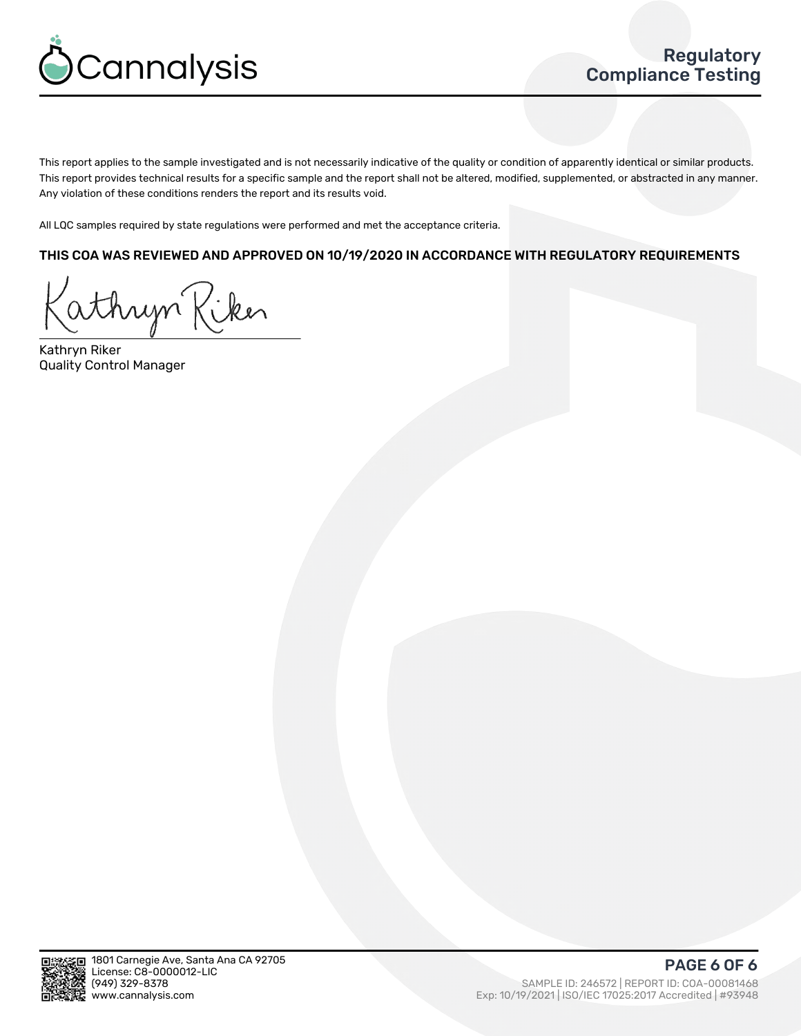This report applies to the sample investigated and is not necessarily indicative of the quality or condition of apparently identical or similar products. This report provides technical results for a specific sample and the report shall not be altered, modified, supplemented, or abstracted in any manner. Any violation of these conditions renders the report and its results void.

All LQC samples required by state regulations were performed and met the acceptance criteria.

**THIS COA WAS REVIEWED AND APPROVED ON 10/19/2020 IN ACCORDANCE WITH REGULATORY REQUIREMENTS**

Kathryn Riker
Quality Control Manager

1801 Carnegie Ave, Santa Ana CA 92705
License: C8-0000012-LIC
(949) 329-8378
www.cannalysis.com

SAMPLE ID: 246572 | REPORT ID: COA-00081468
Exp: 10/19/2021 | ISO/IEC 17025:2017 Accredited | #93948